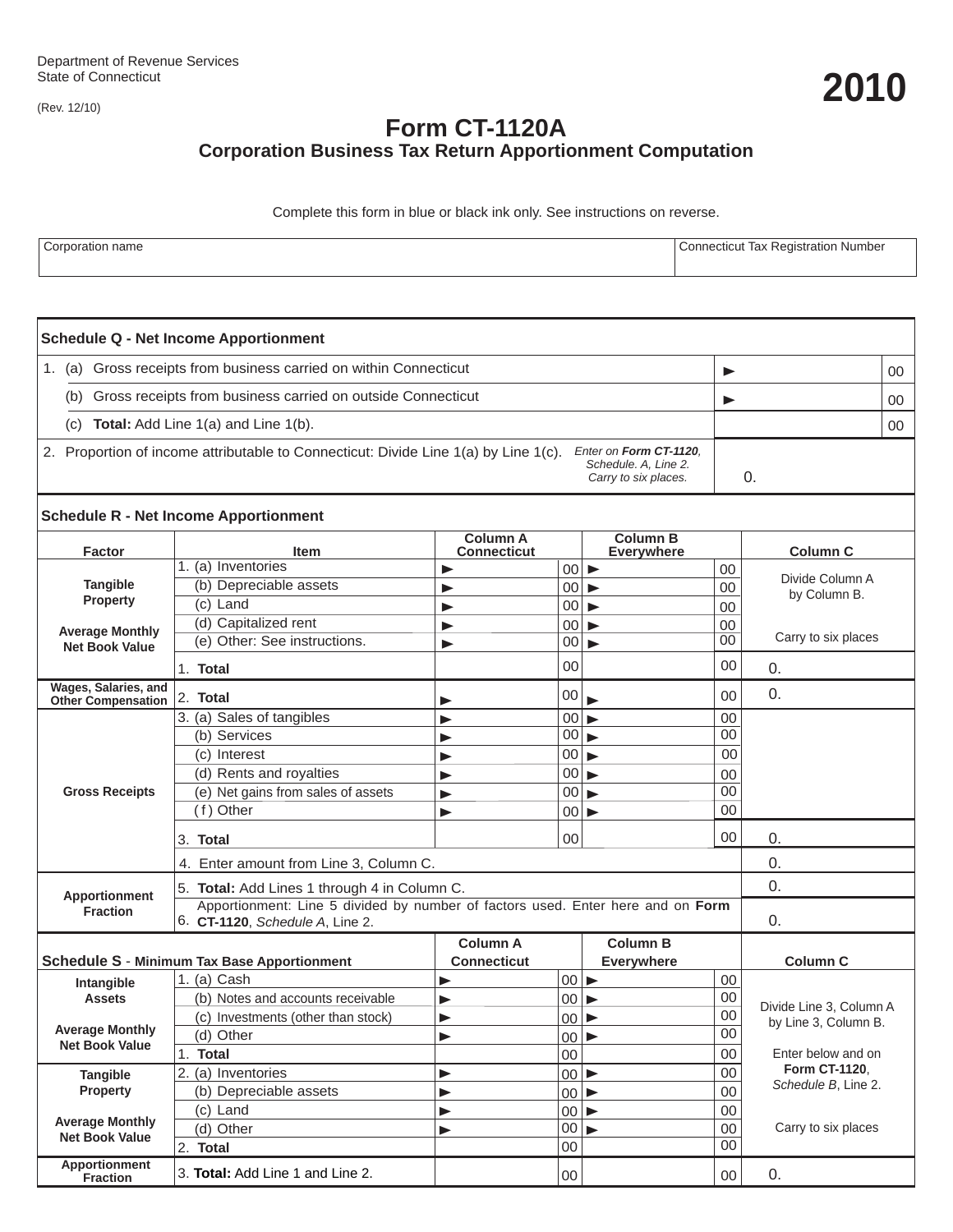Department of Revenue Services
State of Connecticut

(Rev. 12/10)

**2010**

# Form CT-1120A

## Corporation Business Tax Return Apportionment Computation

Complete this form in blue or black ink only. See instructions on reverse.

| Corporation name | Connecticut Tax Registration Number |
|---|---|
| | |

### Schedule Q - Net Income Apportionment

| | | |
|---|---|---|
| 1. (a) Gross receipts from business carried on within Connecticut | ► | 00 |
| (b) Gross receipts from business carried on outside Connecticut | ► | 00 |
| (c) **Total:** Add Line 1(a) and Line 1(b). | | 00 |
| 2. Proportion of income attributable to Connecticut: Divide Line 1(a) by Line 1(c). *Enter on* ***Form CT-1120****, Schedule. A, Line 2. Carry to six places.* | 0. | |

### Schedule R - Net Income Apportionment

| Factor | Item | Column A Connecticut | Column B Everywhere | Column C |
|---|---|---|---|---|
| Tangible Property | 1. (a) Inventories | ► 00 | ► 00 | Divide Column A by Column B. |
| | (b) Depreciable assets | ► 00 | ► 00 | |
| | (c) Land | ► 00 | ► 00 | |
| Average Monthly Net Book Value | (d) Capitalized rent | ► 00 | ► 00 | |
| | (e) Other: See instructions. | ► 00 | ► 00 | Carry to six places |
| | 1. **Total** | 00 | 00 | 0. |
| Wages, Salaries, and Other Compensation | 2. **Total** | ► 00 | ► 00 | 0. |
| Gross Receipts | 3. (a) Sales of tangibles | ► 00 | ► 00 | |
| | (b) Services | ► 00 | ► 00 | |
| | (c) Interest | ► 00 | ► 00 | |
| | (d) Rents and royalties | ► 00 | ► 00 | |
| | (e) Net gains from sales of assets | ► 00 | ► 00 | |
| | (f) Other | ► 00 | ► 00 | |
| | 3. **Total** | 00 | 00 | 0. |
| | 4. Enter amount from Line 3, Column C. | | | 0. |
| Apportionment Fraction | 5. **Total:** Add Lines 1 through 4 in Column C. | | | 0. |
| | 6. Apportionment: Line 5 divided by number of factors used. Enter here and on **Form CT-1120**, *Schedule A*, Line 2. | | | 0. |

| Schedule S - Minimum Tax Base Apportionment | | Column A Connecticut | Column B Everywhere | Column C |
|---|---|---|---|---|
| Intangible Assets | 1. (a) Cash | ► 00 | ► 00 | Divide Line 3, Column A by Line 3, Column B. |
| | (b) Notes and accounts receivable | ► 00 | ► 00 | |
| Average Monthly Net Book Value | (c) Investments (other than stock) | ► 00 | ► 00 | |
| | (d) Other | ► 00 | ► 00 | |
| | 1. **Total** | 00 | 00 | Enter below and on **Form CT-1120**, *Schedule B*, Line 2. |
| Tangible Property | 2. (a) Inventories | ► 00 | ► 00 | |
| | (b) Depreciable assets | ► 00 | ► 00 | |
| Average Monthly Net Book Value | (c) Land | ► 00 | ► 00 | |
| | (d) Other | ► 00 | ► 00 | Carry to six places |
| | 2. **Total** | 00 | 00 | |
| Apportionment Fraction | 3. **Total:** Add Line 1 and Line 2. | 00 | 00 | 0. |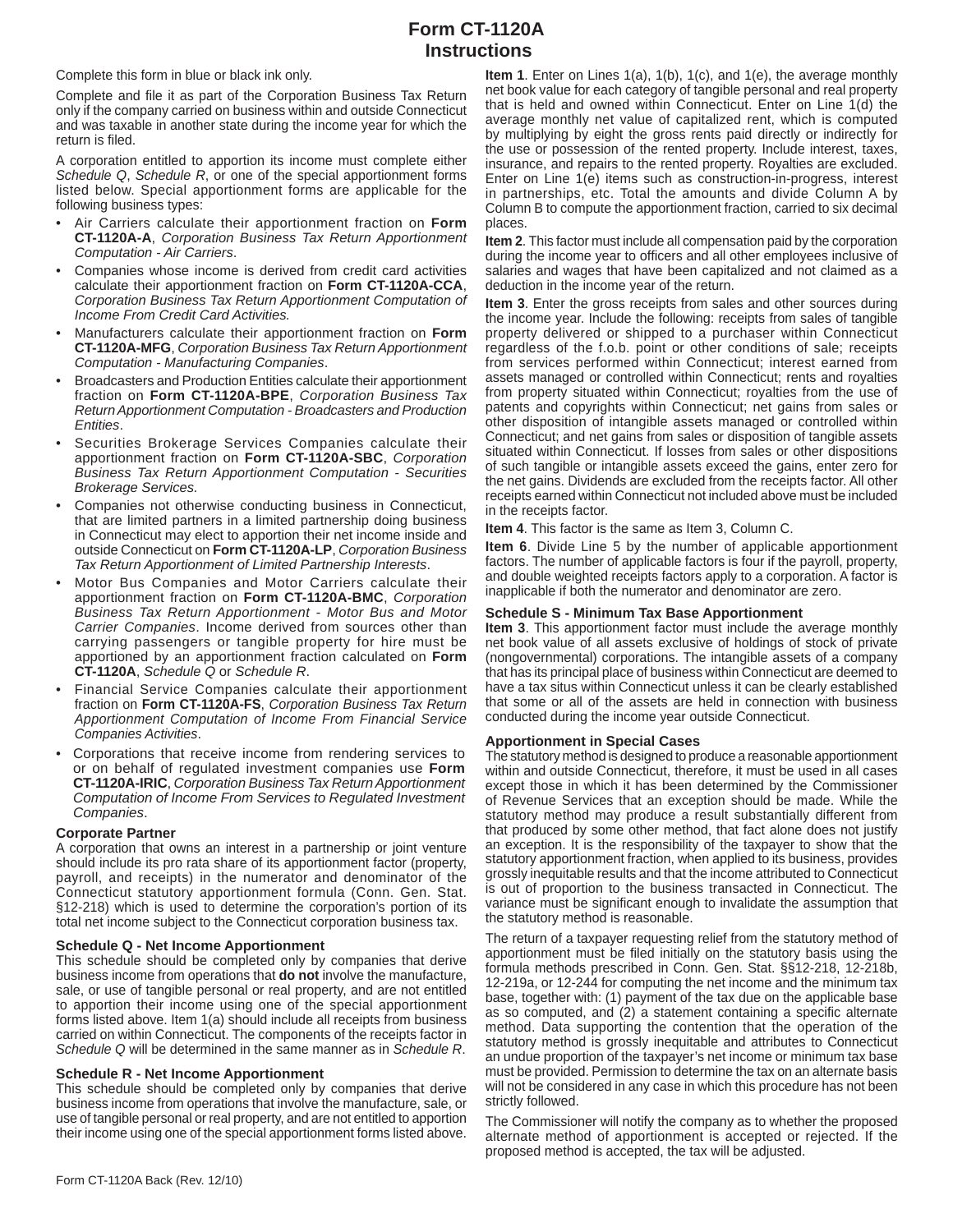# Form CT-1120A Instructions

Complete this form in blue or black ink only.

Complete and file it as part of the Corporation Business Tax Return only if the company carried on business within and outside Connecticut and was taxable in another state during the income year for which the return is filed.

A corporation entitled to apportion its income must complete either *Schedule Q*, *Schedule R*, or one of the special apportionment forms listed below. Special apportionment forms are applicable for the following business types:

- Air Carriers calculate their apportionment fraction on **Form CT-1120A-A**, *Corporation Business Tax Return Apportionment Computation - Air Carriers*.
- Companies whose income is derived from credit card activities calculate their apportionment fraction on **Form CT-1120A-CCA**, *Corporation Business Tax Return Apportionment Computation of Income From Credit Card Activities.*
- Manufacturers calculate their apportionment fraction on **Form CT-1120A-MFG**, *Corporation Business Tax Return Apportionment Computation - Manufacturing Companies*.
- Broadcasters and Production Entities calculate their apportionment fraction on **Form CT-1120A-BPE**, *Corporation Business Tax Return Apportionment Computation - Broadcasters and Production Entities*.
- Securities Brokerage Services Companies calculate their apportionment fraction on **Form CT-1120A-SBC**, *Corporation Business Tax Return Apportionment Computation - Securities Brokerage Services.*
- Companies not otherwise conducting business in Connecticut, that are limited partners in a limited partnership doing business in Connecticut may elect to apportion their net income inside and outside Connecticut on **Form CT-1120A-LP**, *Corporation Business Tax Return Apportionment of Limited Partnership Interests*.
- Motor Bus Companies and Motor Carriers calculate their apportionment fraction on **Form CT-1120A-BMC**, *Corporation Business Tax Return Apportionment - Motor Bus and Motor Carrier Companies*. Income derived from sources other than carrying passengers or tangible property for hire must be apportioned by an apportionment fraction calculated on **Form CT-1120A**, *Schedule Q* or *Schedule R*.
- Financial Service Companies calculate their apportionment fraction on **Form CT-1120A-FS**, *Corporation Business Tax Return Apportionment Computation of Income From Financial Service Companies Activities*.
- Corporations that receive income from rendering services to or on behalf of regulated investment companies use **Form CT-1120A-IRIC**, *Corporation Business Tax Return Apportionment Computation of Income From Services to Regulated Investment Companies*.

### Corporate Partner

A corporation that owns an interest in a partnership or joint venture should include its pro rata share of its apportionment factor (property, payroll, and receipts) in the numerator and denominator of the Connecticut statutory apportionment formula (Conn. Gen. Stat. §12-218) which is used to determine the corporation's portion of its total net income subject to the Connecticut corporation business tax.

### Schedule Q - Net Income Apportionment

This schedule should be completed only by companies that derive business income from operations that **do not** involve the manufacture, sale, or use of tangible personal or real property, and are not entitled to apportion their income using one of the special apportionment forms listed above. Item 1(a) should include all receipts from business carried on within Connecticut. The components of the receipts factor in *Schedule Q* will be determined in the same manner as in *Schedule R*.

### Schedule R - Net Income Apportionment

This schedule should be completed only by companies that derive business income from operations that involve the manufacture, sale, or use of tangible personal or real property, and are not entitled to apportion their income using one of the special apportionment forms listed above.

**Item 1**. Enter on Lines 1(a), 1(b), 1(c), and 1(e), the average monthly net book value for each category of tangible personal and real property that is held and owned within Connecticut. Enter on Line 1(d) the average monthly net value of capitalized rent, which is computed by multiplying by eight the gross rents paid directly or indirectly for the use or possession of the rented property. Include interest, taxes, insurance, and repairs to the rented property. Royalties are excluded. Enter on Line 1(e) items such as construction-in-progress, interest in partnerships, etc. Total the amounts and divide Column A by Column B to compute the apportionment fraction, carried to six decimal places.

**Item 2**. This factor must include all compensation paid by the corporation during the income year to officers and all other employees inclusive of salaries and wages that have been capitalized and not claimed as a deduction in the income year of the return.

**Item 3**. Enter the gross receipts from sales and other sources during the income year. Include the following: receipts from sales of tangible property delivered or shipped to a purchaser within Connecticut regardless of the f.o.b. point or other conditions of sale; receipts from services performed within Connecticut; interest earned from assets managed or controlled within Connecticut; rents and royalties from property situated within Connecticut; royalties from the use of patents and copyrights within Connecticut; net gains from sales or other disposition of intangible assets managed or controlled within Connecticut; and net gains from sales or disposition of tangible assets situated within Connecticut. If losses from sales or other dispositions of such tangible or intangible assets exceed the gains, enter zero for the net gains. Dividends are excluded from the receipts factor. All other receipts earned within Connecticut not included above must be included in the receipts factor.

**Item 4**. This factor is the same as Item 3, Column C.

**Item 6**. Divide Line 5 by the number of applicable apportionment factors. The number of applicable factors is four if the payroll, property, and double weighted receipts factors apply to a corporation. A factor is inapplicable if both the numerator and denominator are zero.

### Schedule S - Minimum Tax Base Apportionment

**Item 3**. This apportionment factor must include the average monthly net book value of all assets exclusive of holdings of stock of private (nongovernmental) corporations. The intangible assets of a company that has its principal place of business within Connecticut are deemed to have a tax situs within Connecticut unless it can be clearly established that some or all of the assets are held in connection with business conducted during the income year outside Connecticut.

### Apportionment in Special Cases

The statutory method is designed to produce a reasonable apportionment within and outside Connecticut, therefore, it must be used in all cases except those in which it has been determined by the Commissioner of Revenue Services that an exception should be made. While the statutory method may produce a result substantially different from that produced by some other method, that fact alone does not justify an exception. It is the responsibility of the taxpayer to show that the statutory apportionment fraction, when applied to its business, provides grossly inequitable results and that the income attributed to Connecticut is out of proportion to the business transacted in Connecticut. The variance must be significant enough to invalidate the assumption that the statutory method is reasonable.

The return of a taxpayer requesting relief from the statutory method of apportionment must be filed initially on the statutory basis using the formula methods prescribed in Conn. Gen. Stat. §§12-218, 12-218b, 12-219a, or 12-244 for computing the net income and the minimum tax base, together with: (1) payment of the tax due on the applicable base as so computed, and (2) a statement containing a specific alternate method. Data supporting the contention that the operation of the statutory method is grossly inequitable and attributes to Connecticut an undue proportion of the taxpayer's net income or minimum tax base must be provided. Permission to determine the tax on an alternate basis will not be considered in any case in which this procedure has not been strictly followed.

The Commissioner will notify the company as to whether the proposed alternate method of apportionment is accepted or rejected. If the proposed method is accepted, the tax will be adjusted.

Form CT-1120A Back (Rev. 12/10)